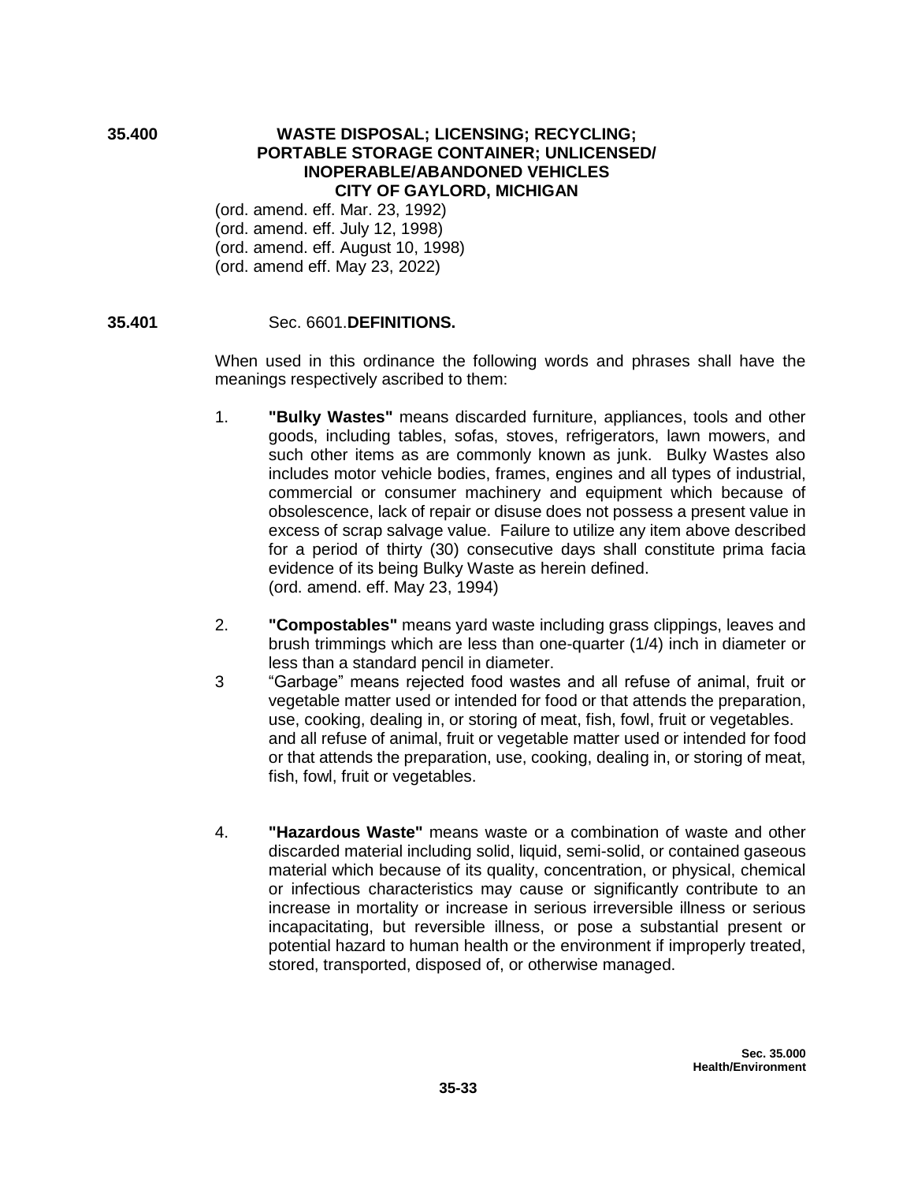**35.400 WASTE DISPOSAL; LICENSING; RECYCLING; PORTABLE STORAGE CONTAINER; UNLICENSED/ INOPERABLE/ABANDONED VEHICLES CITY OF GAYLORD, MICHIGAN**

(ord. amend. eff. Mar. 23, 1992)
(ord. amend. eff. July 12, 1998)
(ord. amend. eff. August 10, 1998)
(ord. amend eff. May 23, 2022)

**35.401** Sec. 6601.**DEFINITIONS.**

When used in this ordinance the following words and phrases shall have the meanings respectively ascribed to them:

1. **"Bulky Wastes"** means discarded furniture, appliances, tools and other goods, including tables, sofas, stoves, refrigerators, lawn mowers, and such other items as are commonly known as junk. Bulky Wastes also includes motor vehicle bodies, frames, engines and all types of industrial, commercial or consumer machinery and equipment which because of obsolescence, lack of repair or disuse does not possess a present value in excess of scrap salvage value. Failure to utilize any item above described for a period of thirty (30) consecutive days shall constitute prima facia evidence of its being Bulky Waste as herein defined.
   (ord. amend. eff. May 23, 1994)

2. **"Compostables"** means yard waste including grass clippings, leaves and brush trimmings which are less than one-quarter (1/4) inch in diameter or less than a standard pencil in diameter.

3 "Garbage" means rejected food wastes and all refuse of animal, fruit or vegetable matter used or intended for food or that attends the preparation, use, cooking, dealing in, or storing of meat, fish, fowl, fruit or vegetables. and all refuse of animal, fruit or vegetable matter used or intended for food or that attends the preparation, use, cooking, dealing in, or storing of meat, fish, fowl, fruit or vegetables.

4. **"Hazardous Waste"** means waste or a combination of waste and other discarded material including solid, liquid, semi-solid, or contained gaseous material which because of its quality, concentration, or physical, chemical or infectious characteristics may cause or significantly contribute to an increase in mortality or increase in serious irreversible illness or serious incapacitating, but reversible illness, or pose a substantial present or potential hazard to human health or the environment if improperly treated, stored, transported, disposed of, or otherwise managed.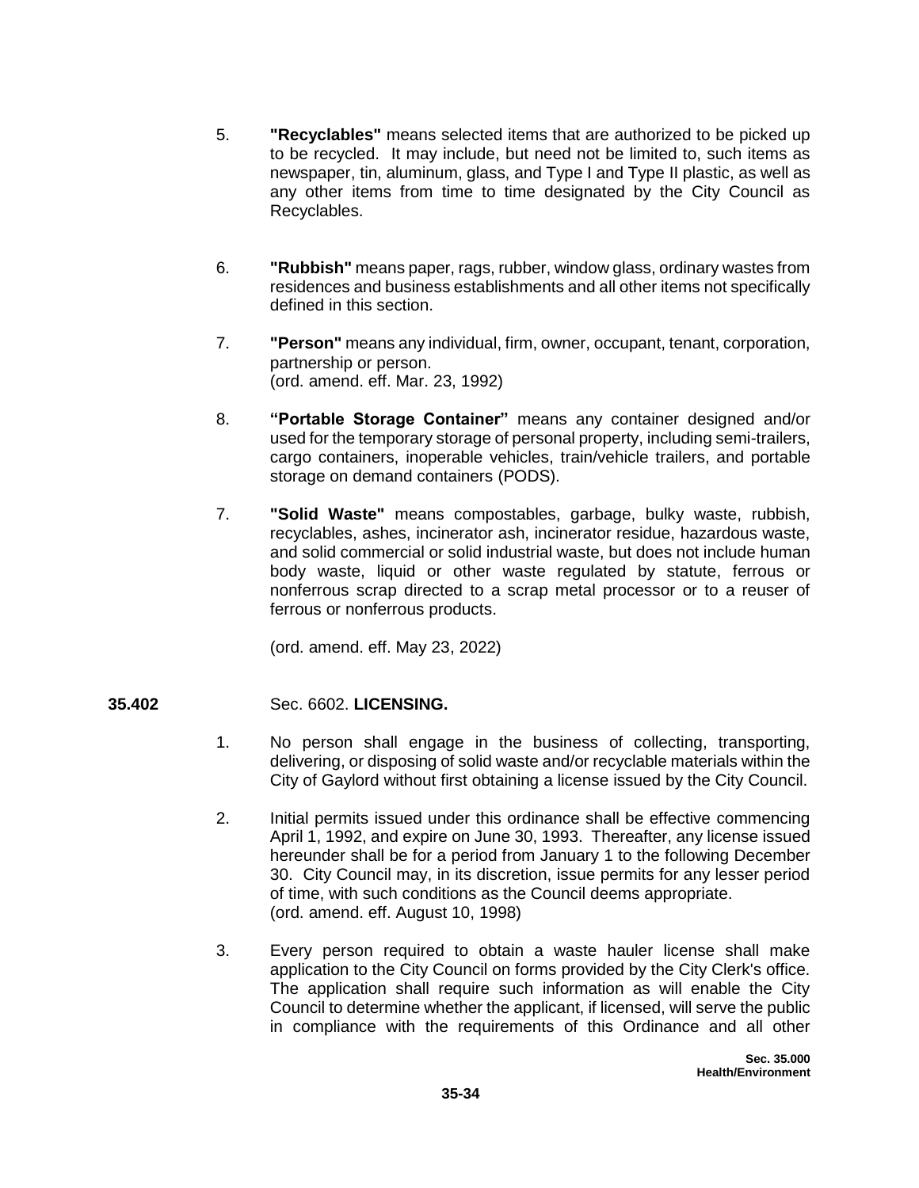5. **"Recyclables"** means selected items that are authorized to be picked up to be recycled. It may include, but need not be limited to, such items as newspaper, tin, aluminum, glass, and Type I and Type II plastic, as well as any other items from time to time designated by the City Council as Recyclables.

6. **"Rubbish"** means paper, rags, rubber, window glass, ordinary wastes from residences and business establishments and all other items not specifically defined in this section.

7. **"Person"** means any individual, firm, owner, occupant, tenant, corporation, partnership or person.
(ord. amend. eff. Mar. 23, 1992)

8. **"Portable Storage Container"** means any container designed and/or used for the temporary storage of personal property, including semi-trailers, cargo containers, inoperable vehicles, train/vehicle trailers, and portable storage on demand containers (PODS).

7. **"Solid Waste"** means compostables, garbage, bulky waste, rubbish, recyclables, ashes, incinerator ash, incinerator residue, hazardous waste, and solid commercial or solid industrial waste, but does not include human body waste, liquid or other waste regulated by statute, ferrous or nonferrous scrap directed to a scrap metal processor or to a reuser of ferrous or nonferrous products.

   (ord. amend. eff. May 23, 2022)

**35.402** Sec. 6602. **LICENSING.**

1. No person shall engage in the business of collecting, transporting, delivering, or disposing of solid waste and/or recyclable materials within the City of Gaylord without first obtaining a license issued by the City Council.

2. Initial permits issued under this ordinance shall be effective commencing April 1, 1992, and expire on June 30, 1993. Thereafter, any license issued hereunder shall be for a period from January 1 to the following December 30. City Council may, in its discretion, issue permits for any lesser period of time, with such conditions as the Council deems appropriate.
(ord. amend. eff. August 10, 1998)

3. Every person required to obtain a waste hauler license shall make application to the City Council on forms provided by the City Clerk's office. The application shall require such information as will enable the City Council to determine whether the applicant, if licensed, will serve the public in compliance with the requirements of this Ordinance and all other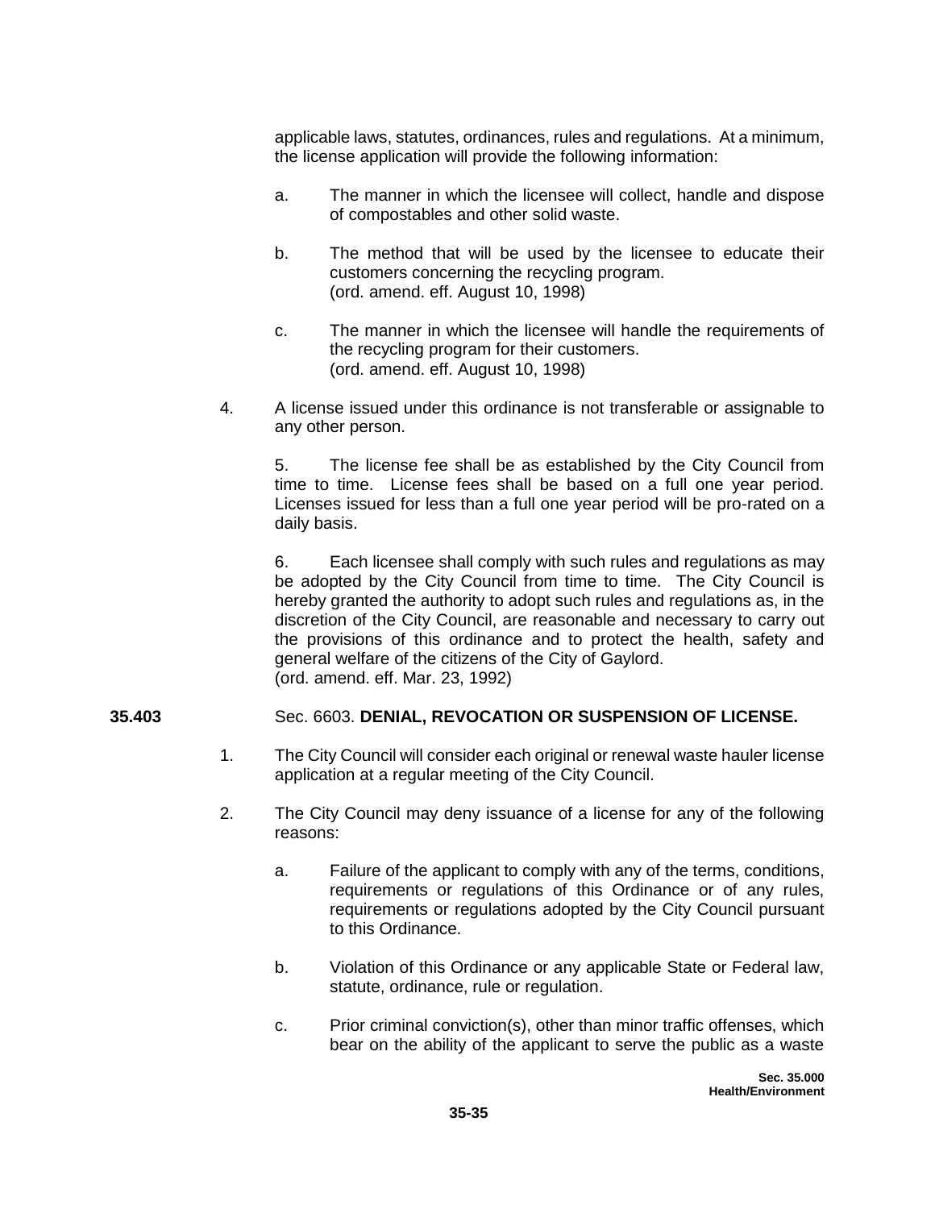applicable laws, statutes, ordinances, rules and regulations. At a minimum, the license application will provide the following information:

a. The manner in which the licensee will collect, handle and dispose of compostables and other solid waste.

b. The method that will be used by the licensee to educate their customers concerning the recycling program.
(ord. amend. eff. August 10, 1998)

c. The manner in which the licensee will handle the requirements of the recycling program for their customers.
(ord. amend. eff. August 10, 1998)

4. A license issued under this ordinance is not transferable or assignable to any other person.

5. The license fee shall be as established by the City Council from time to time. License fees shall be based on a full one year period. Licenses issued for less than a full one year period will be pro-rated on a daily basis.

6. Each licensee shall comply with such rules and regulations as may be adopted by the City Council from time to time. The City Council is hereby granted the authority to adopt such rules and regulations as, in the discretion of the City Council, are reasonable and necessary to carry out the provisions of this ordinance and to protect the health, safety and general welfare of the citizens of the City of Gaylord.
(ord. amend. eff. Mar. 23, 1992)

**35.403** Sec. 6603. **DENIAL, REVOCATION OR SUSPENSION OF LICENSE.**

1. The City Council will consider each original or renewal waste hauler license application at a regular meeting of the City Council.

2. The City Council may deny issuance of a license for any of the following reasons:

a. Failure of the applicant to comply with any of the terms, conditions, requirements or regulations of this Ordinance or of any rules, requirements or regulations adopted by the City Council pursuant to this Ordinance.

b. Violation of this Ordinance or any applicable State or Federal law, statute, ordinance, rule or regulation.

c. Prior criminal conviction(s), other than minor traffic offenses, which bear on the ability of the applicant to serve the public as a waste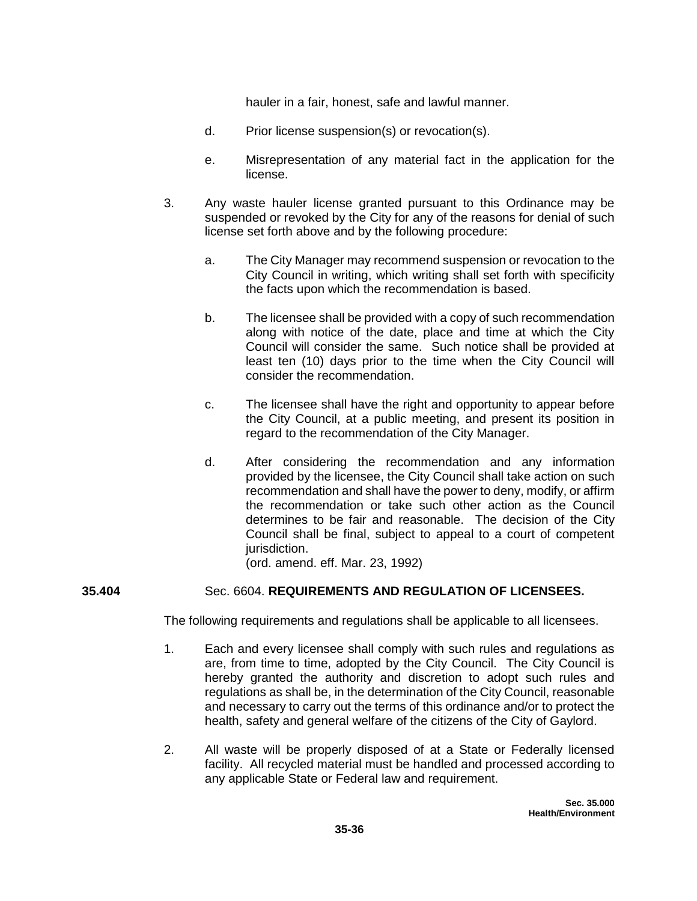hauler in a fair, honest, safe and lawful manner.

d. Prior license suspension(s) or revocation(s).

e. Misrepresentation of any material fact in the application for the license.

3. Any waste hauler license granted pursuant to this Ordinance may be suspended or revoked by the City for any of the reasons for denial of such license set forth above and by the following procedure:

   a. The City Manager may recommend suspension or revocation to the City Council in writing, which writing shall set forth with specificity the facts upon which the recommendation is based.

   b. The licensee shall be provided with a copy of such recommendation along with notice of the date, place and time at which the City Council will consider the same. Such notice shall be provided at least ten (10) days prior to the time when the City Council will consider the recommendation.

   c. The licensee shall have the right and opportunity to appear before the City Council, at a public meeting, and present its position in regard to the recommendation of the City Manager.

   d. After considering the recommendation and any information provided by the licensee, the City Council shall take action on such recommendation and shall have the power to deny, modify, or affirm the recommendation or take such other action as the Council determines to be fair and reasonable. The decision of the City Council shall be final, subject to appeal to a court of competent jurisdiction.
   (ord. amend. eff. Mar. 23, 1992)

**35.404** Sec. 6604. **REQUIREMENTS AND REGULATION OF LICENSEES.**

The following requirements and regulations shall be applicable to all licensees.

1. Each and every licensee shall comply with such rules and regulations as are, from time to time, adopted by the City Council. The City Council is hereby granted the authority and discretion to adopt such rules and regulations as shall be, in the determination of the City Council, reasonable and necessary to carry out the terms of this ordinance and/or to protect the health, safety and general welfare of the citizens of the City of Gaylord.

2. All waste will be properly disposed of at a State or Federally licensed facility. All recycled material must be handled and processed according to any applicable State or Federal law and requirement.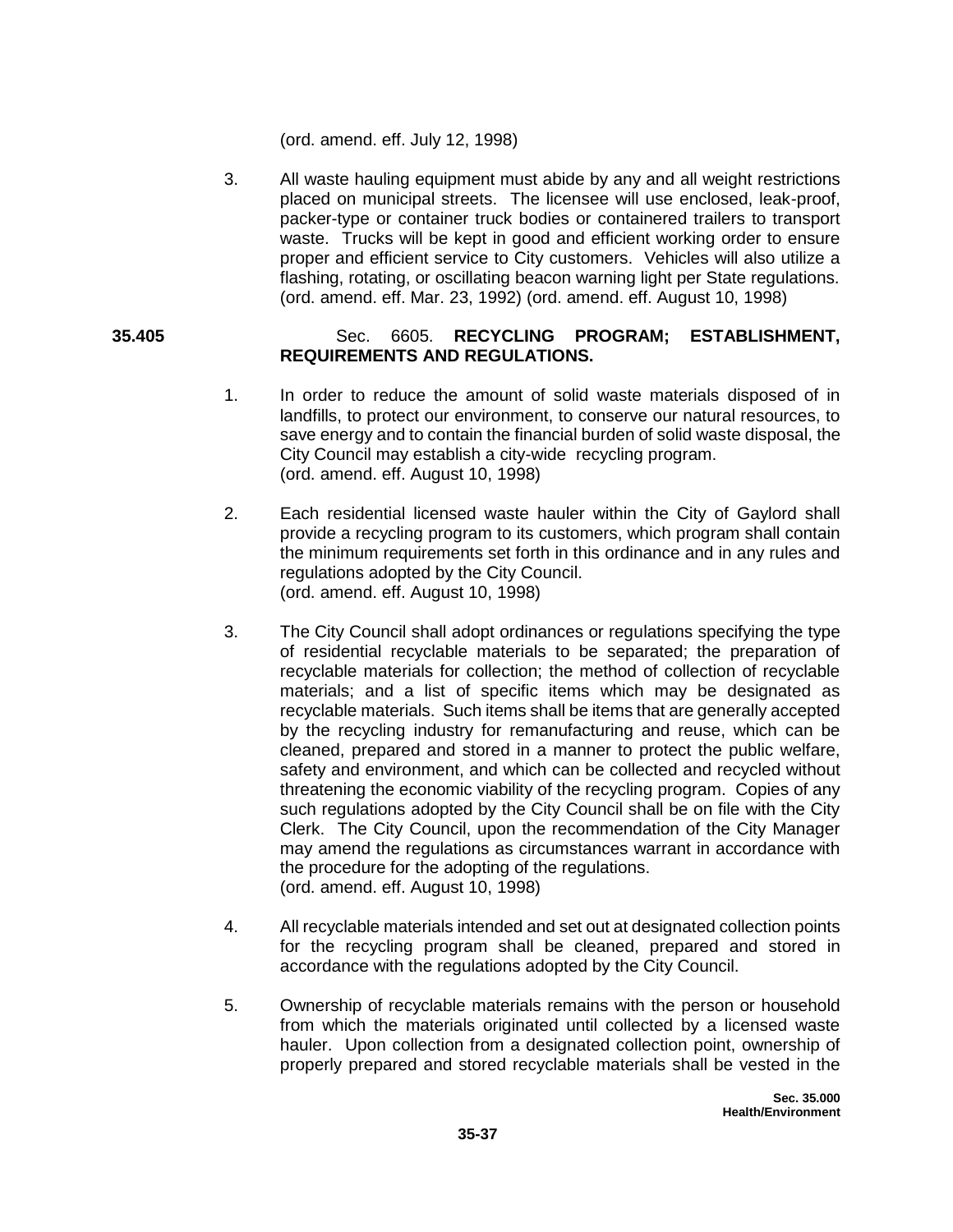(ord. amend. eff. July 12, 1998)

3. All waste hauling equipment must abide by any and all weight restrictions placed on municipal streets. The licensee will use enclosed, leak-proof, packer-type or container truck bodies or containered trailers to transport waste. Trucks will be kept in good and efficient working order to ensure proper and efficient service to City customers. Vehicles will also utilize a flashing, rotating, or oscillating beacon warning light per State regulations. (ord. amend. eff. Mar. 23, 1992) (ord. amend. eff. August 10, 1998)

**35.405** Sec. 6605. **RECYCLING PROGRAM; ESTABLISHMENT, REQUIREMENTS AND REGULATIONS.**

1. In order to reduce the amount of solid waste materials disposed of in landfills, to protect our environment, to conserve our natural resources, to save energy and to contain the financial burden of solid waste disposal, the City Council may establish a city-wide recycling program.
(ord. amend. eff. August 10, 1998)

2. Each residential licensed waste hauler within the City of Gaylord shall provide a recycling program to its customers, which program shall contain the minimum requirements set forth in this ordinance and in any rules and regulations adopted by the City Council.
(ord. amend. eff. August 10, 1998)

3. The City Council shall adopt ordinances or regulations specifying the type of residential recyclable materials to be separated; the preparation of recyclable materials for collection; the method of collection of recyclable materials; and a list of specific items which may be designated as recyclable materials. Such items shall be items that are generally accepted by the recycling industry for remanufacturing and reuse, which can be cleaned, prepared and stored in a manner to protect the public welfare, safety and environment, and which can be collected and recycled without threatening the economic viability of the recycling program. Copies of any such regulations adopted by the City Council shall be on file with the City Clerk. The City Council, upon the recommendation of the City Manager may amend the regulations as circumstances warrant in accordance with the procedure for the adopting of the regulations.
(ord. amend. eff. August 10, 1998)

4. All recyclable materials intended and set out at designated collection points for the recycling program shall be cleaned, prepared and stored in accordance with the regulations adopted by the City Council.

5. Ownership of recyclable materials remains with the person or household from which the materials originated until collected by a licensed waste hauler. Upon collection from a designated collection point, ownership of properly prepared and stored recyclable materials shall be vested in the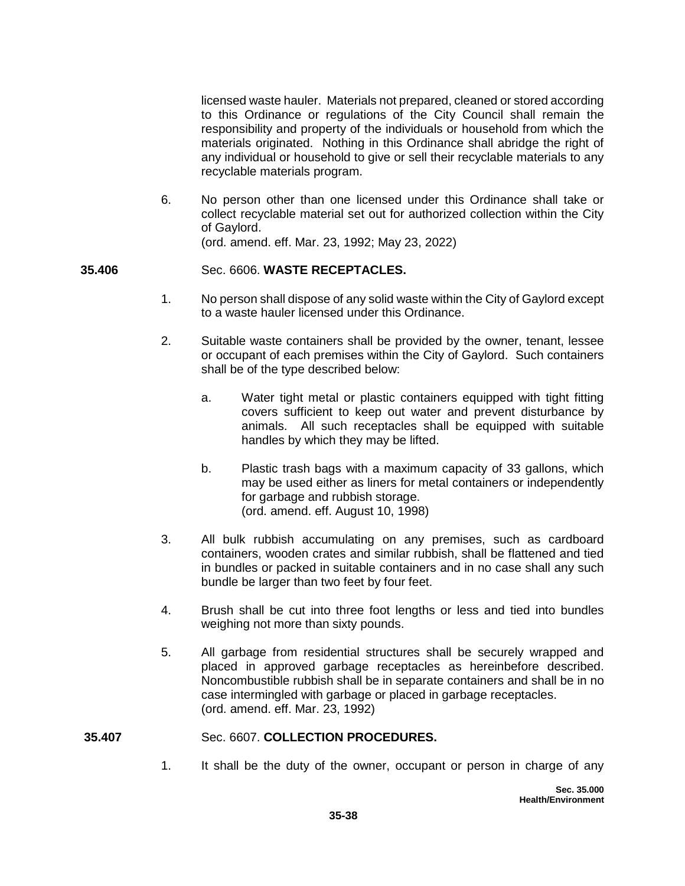licensed waste hauler. Materials not prepared, cleaned or stored according to this Ordinance or regulations of the City Council shall remain the responsibility and property of the individuals or household from which the materials originated. Nothing in this Ordinance shall abridge the right of any individual or household to give or sell their recyclable materials to any recyclable materials program.

6. No person other than one licensed under this Ordinance shall take or collect recyclable material set out for authorized collection within the City of Gaylord.
(ord. amend. eff. Mar. 23, 1992; May 23, 2022)

**35.406** Sec. 6606. **WASTE RECEPTACLES.**

1. No person shall dispose of any solid waste within the City of Gaylord except to a waste hauler licensed under this Ordinance.

2. Suitable waste containers shall be provided by the owner, tenant, lessee or occupant of each premises within the City of Gaylord. Such containers shall be of the type described below:

   a. Water tight metal or plastic containers equipped with tight fitting covers sufficient to keep out water and prevent disturbance by animals. All such receptacles shall be equipped with suitable handles by which they may be lifted.

   b. Plastic trash bags with a maximum capacity of 33 gallons, which may be used either as liners for metal containers or independently for garbage and rubbish storage.
   (ord. amend. eff. August 10, 1998)

3. All bulk rubbish accumulating on any premises, such as cardboard containers, wooden crates and similar rubbish, shall be flattened and tied in bundles or packed in suitable containers and in no case shall any such bundle be larger than two feet by four feet.

4. Brush shall be cut into three foot lengths or less and tied into bundles weighing not more than sixty pounds.

5. All garbage from residential structures shall be securely wrapped and placed in approved garbage receptacles as hereinbefore described. Noncombustible rubbish shall be in separate containers and shall be in no case intermingled with garbage or placed in garbage receptacles.
(ord. amend. eff. Mar. 23, 1992)

**35.407** Sec. 6607. **COLLECTION PROCEDURES.**

1. It shall be the duty of the owner, occupant or person in charge of any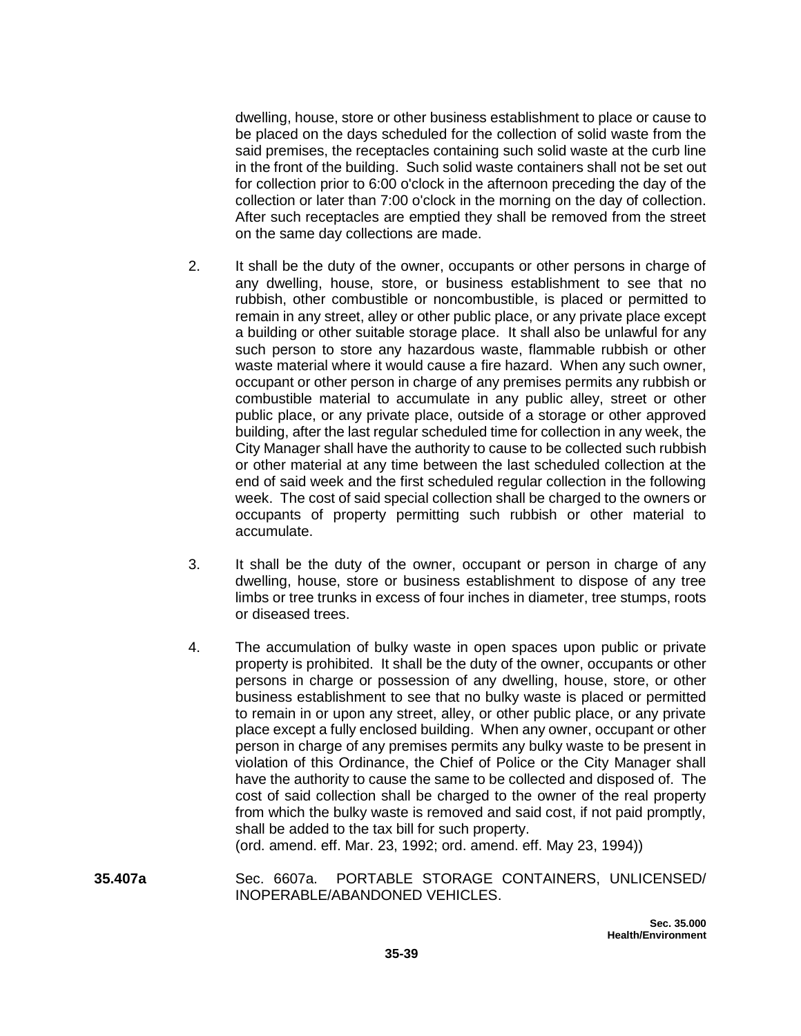dwelling, house, store or other business establishment to place or cause to be placed on the days scheduled for the collection of solid waste from the said premises, the receptacles containing such solid waste at the curb line in the front of the building. Such solid waste containers shall not be set out for collection prior to 6:00 o'clock in the afternoon preceding the day of the collection or later than 7:00 o'clock in the morning on the day of collection. After such receptacles are emptied they shall be removed from the street on the same day collections are made.

2. It shall be the duty of the owner, occupants or other persons in charge of any dwelling, house, store, or business establishment to see that no rubbish, other combustible or noncombustible, is placed or permitted to remain in any street, alley or other public place, or any private place except a building or other suitable storage place. It shall also be unlawful for any such person to store any hazardous waste, flammable rubbish or other waste material where it would cause a fire hazard. When any such owner, occupant or other person in charge of any premises permits any rubbish or combustible material to accumulate in any public alley, street or other public place, or any private place, outside of a storage or other approved building, after the last regular scheduled time for collection in any week, the City Manager shall have the authority to cause to be collected such rubbish or other material at any time between the last scheduled collection at the end of said week and the first scheduled regular collection in the following week. The cost of said special collection shall be charged to the owners or occupants of property permitting such rubbish or other material to accumulate.

3. It shall be the duty of the owner, occupant or person in charge of any dwelling, house, store or business establishment to dispose of any tree limbs or tree trunks in excess of four inches in diameter, tree stumps, roots or diseased trees.

4. The accumulation of bulky waste in open spaces upon public or private property is prohibited. It shall be the duty of the owner, occupants or other persons in charge or possession of any dwelling, house, store, or other business establishment to see that no bulky waste is placed or permitted to remain in or upon any street, alley, or other public place, or any private place except a fully enclosed building. When any owner, occupant or other person in charge of any premises permits any bulky waste to be present in violation of this Ordinance, the Chief of Police or the City Manager shall have the authority to cause the same to be collected and disposed of. The cost of said collection shall be charged to the owner of the real property from which the bulky waste is removed and said cost, if not paid promptly, shall be added to the tax bill for such property.
(ord. amend. eff. Mar. 23, 1992; ord. amend. eff. May 23, 1994))

**35.407a** Sec. 6607a. PORTABLE STORAGE CONTAINERS, UNLICENSED/ INOPERABLE/ABANDONED VEHICLES.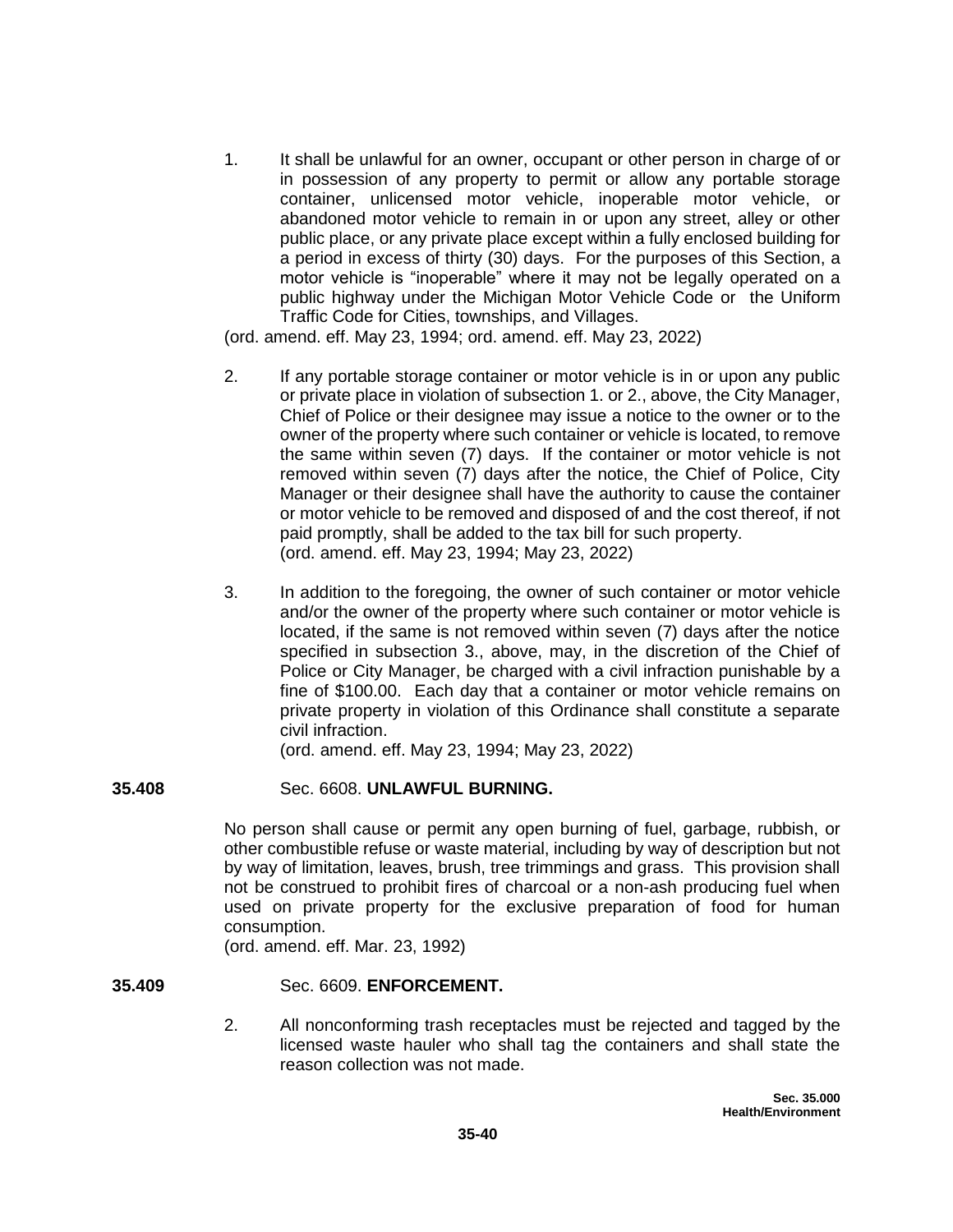1. It shall be unlawful for an owner, occupant or other person in charge of or in possession of any property to permit or allow any portable storage container, unlicensed motor vehicle, inoperable motor vehicle, or abandoned motor vehicle to remain in or upon any street, alley or other public place, or any private place except within a fully enclosed building for a period in excess of thirty (30) days. For the purposes of this Section, a motor vehicle is "inoperable" where it may not be legally operated on a public highway under the Michigan Motor Vehicle Code or the Uniform Traffic Code for Cities, townships, and Villages.

(ord. amend. eff. May 23, 1994; ord. amend. eff. May 23, 2022)

2. If any portable storage container or motor vehicle is in or upon any public or private place in violation of subsection 1. or 2., above, the City Manager, Chief of Police or their designee may issue a notice to the owner or to the owner of the property where such container or vehicle is located, to remove the same within seven (7) days. If the container or motor vehicle is not removed within seven (7) days after the notice, the Chief of Police, City Manager or their designee shall have the authority to cause the container or motor vehicle to be removed and disposed of and the cost thereof, if not paid promptly, shall be added to the tax bill for such property.
(ord. amend. eff. May 23, 1994; May 23, 2022)

3. In addition to the foregoing, the owner of such container or motor vehicle and/or the owner of the property where such container or motor vehicle is located, if the same is not removed within seven (7) days after the notice specified in subsection 3., above, may, in the discretion of the Chief of Police or City Manager, be charged with a civil infraction punishable by a fine of $100.00. Each day that a container or motor vehicle remains on private property in violation of this Ordinance shall constitute a separate civil infraction.
(ord. amend. eff. May 23, 1994; May 23, 2022)

**35.408** Sec. 6608. **UNLAWFUL BURNING.**

No person shall cause or permit any open burning of fuel, garbage, rubbish, or other combustible refuse or waste material, including by way of description but not by way of limitation, leaves, brush, tree trimmings and grass. This provision shall not be construed to prohibit fires of charcoal or a non-ash producing fuel when used on private property for the exclusive preparation of food for human consumption.
(ord. amend. eff. Mar. 23, 1992)

**35.409** Sec. 6609. **ENFORCEMENT.**

2. All nonconforming trash receptacles must be rejected and tagged by the licensed waste hauler who shall tag the containers and shall state the reason collection was not made.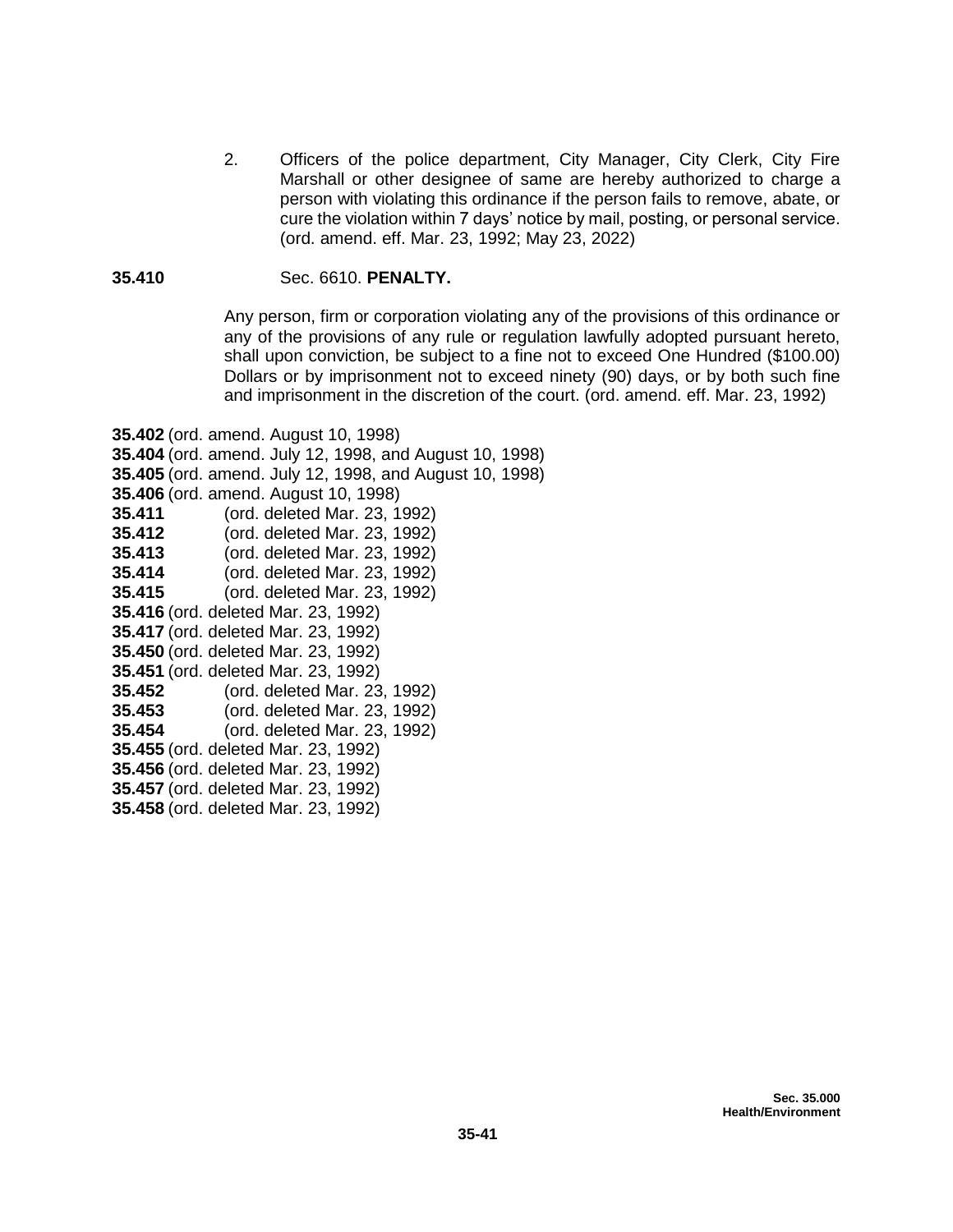2. Officers of the police department, City Manager, City Clerk, City Fire Marshall or other designee of same are hereby authorized to charge a person with violating this ordinance if the person fails to remove, abate, or cure the violation within 7 days' notice by mail, posting, or personal service. (ord. amend. eff. Mar. 23, 1992; May 23, 2022)

**35.410** Sec. 6610. **PENALTY.**

Any person, firm or corporation violating any of the provisions of this ordinance or any of the provisions of any rule or regulation lawfully adopted pursuant hereto, shall upon conviction, be subject to a fine not to exceed One Hundred ($100.00) Dollars or by imprisonment not to exceed ninety (90) days, or by both such fine and imprisonment in the discretion of the court. (ord. amend. eff. Mar. 23, 1992)

**35.402** (ord. amend. August 10, 1998)
**35.404** (ord. amend. July 12, 1998, and August 10, 1998)
**35.405** (ord. amend. July 12, 1998, and August 10, 1998)
**35.406** (ord. amend. August 10, 1998)
**35.411** (ord. deleted Mar. 23, 1992)
**35.412** (ord. deleted Mar. 23, 1992)
**35.413** (ord. deleted Mar. 23, 1992)
**35.414** (ord. deleted Mar. 23, 1992)
**35.415** (ord. deleted Mar. 23, 1992)
**35.416** (ord. deleted Mar. 23, 1992)
**35.417** (ord. deleted Mar. 23, 1992)
**35.450** (ord. deleted Mar. 23, 1992)
**35.451** (ord. deleted Mar. 23, 1992)
**35.452** (ord. deleted Mar. 23, 1992)
**35.453** (ord. deleted Mar. 23, 1992)
**35.454** (ord. deleted Mar. 23, 1992)
**35.455** (ord. deleted Mar. 23, 1992)
**35.456** (ord. deleted Mar. 23, 1992)
**35.457** (ord. deleted Mar. 23, 1992)
**35.458** (ord. deleted Mar. 23, 1992)